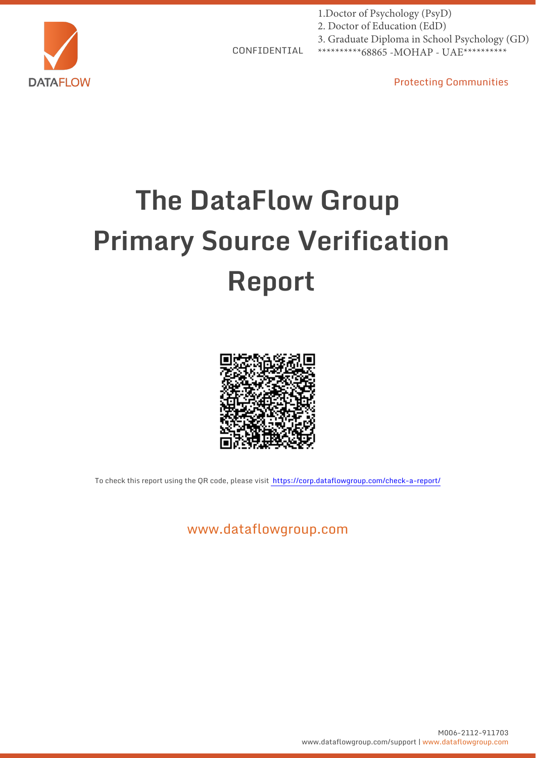DATAFLOW

CONFIDENTIAL

1.Doctor of Psychology (PsyD)
2. Doctor of Education (EdD)
3. Graduate Diploma in School Psychology (GD)
**********68865 -MOHAP - UAE**********

Protecting Communities

# The DataFlow Group Primary Source Verification Report

To check this report using the QR code, please visit https://corp.dataflowgroup.com/check-a-report/

www.dataflowgroup.com

M006-2112-911703

www.dataflowgroup.com/support | www.dataflowgroup.com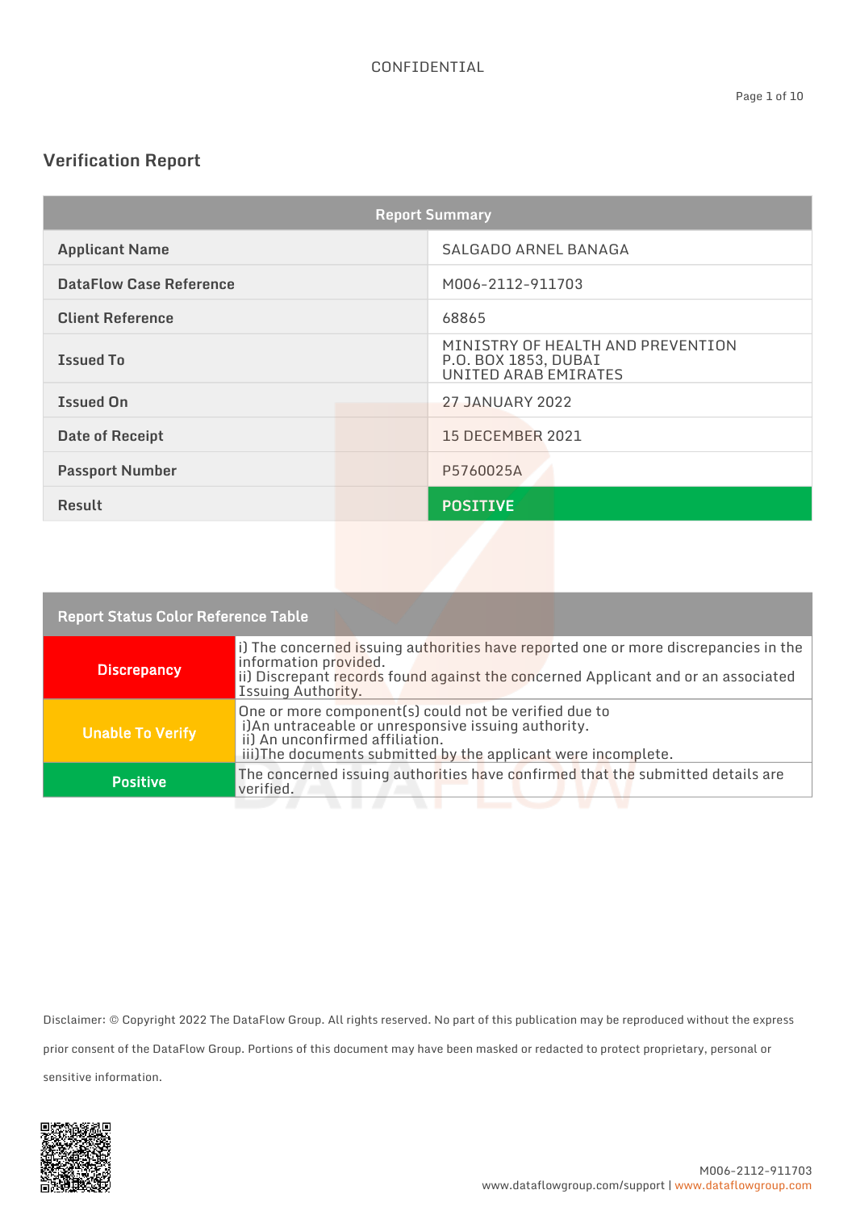CONFIDENTIAL

## Verification Report

| Report Summary | |
|---|---|
| **Applicant Name** | SALGADO ARNEL BANAGA |
| **DataFlow Case Reference** | M006-2112-911703 |
| **Client Reference** | 68865 |
| **Issued To** | MINISTRY OF HEALTH AND PREVENTION<br>P.O. BOX 1853, DUBAI<br>UNITED ARAB EMIRATES |
| **Issued On** | 27 JANUARY 2022 |
| **Date of Receipt** | 15 DECEMBER 2021 |
| **Passport Number** | P5760025A |
| **Result** | **POSITIVE** |

| Report Status Color Reference Table | |
|---|---|
| **Discrepancy** | i) The concerned issuing authorities have reported one or more discrepancies in the information provided.<br>ii) Discrepant records found against the concerned Applicant and or an associated Issuing Authority. |
| **Unable To Verify** | One or more component(s) could not be verified due to<br>i)An untraceable or unresponsive issuing authority.<br>ii) An unconfirmed affiliation.<br>iii)The documents submitted by the applicant were incomplete. |
| **Positive** | The concerned issuing authorities have confirmed that the submitted details are verified. |

Disclaimer: © Copyright 2022 The DataFlow Group. All rights reserved. No part of this publication may be reproduced without the express prior consent of the DataFlow Group. Portions of this document may have been masked or redacted to protect proprietary, personal or sensitive information.

M006-2112-911703
www.dataflowgroup.com/support | www.dataflowgroup.com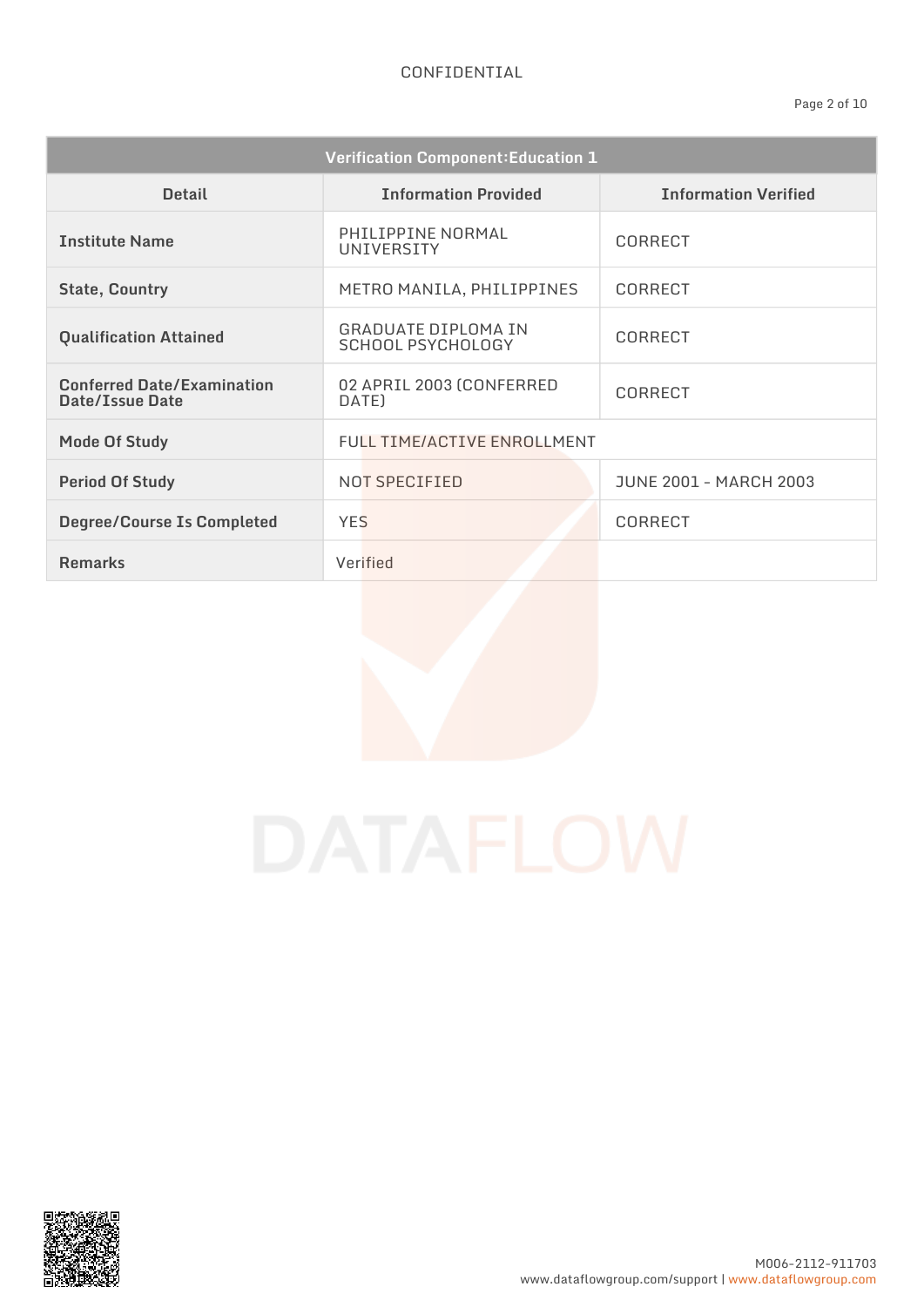CONFIDENTIAL

| Verification Component:Education 1 | | |
|---|---|---|
| **Detail** | **Information Provided** | **Information Verified** |
| **Institute Name** | PHILIPPINE NORMAL UNIVERSITY | CORRECT |
| **State, Country** | METRO MANILA, PHILIPPINES | CORRECT |
| **Qualification Attained** | GRADUATE DIPLOMA IN SCHOOL PSYCHOLOGY | CORRECT |
| **Conferred Date/Examination Date/Issue Date** | 02 APRIL 2003 (CONFERRED DATE) | CORRECT |
| **Mode Of Study** | FULL TIME/ACTIVE ENROLLMENT | |
| **Period Of Study** | NOT SPECIFIED | JUNE 2001 - MARCH 2003 |
| **Degree/Course Is Completed** | YES | CORRECT |
| **Remarks** | Verified | |

M006-2112-911703
www.dataflowgroup.com/support | www.dataflowgroup.com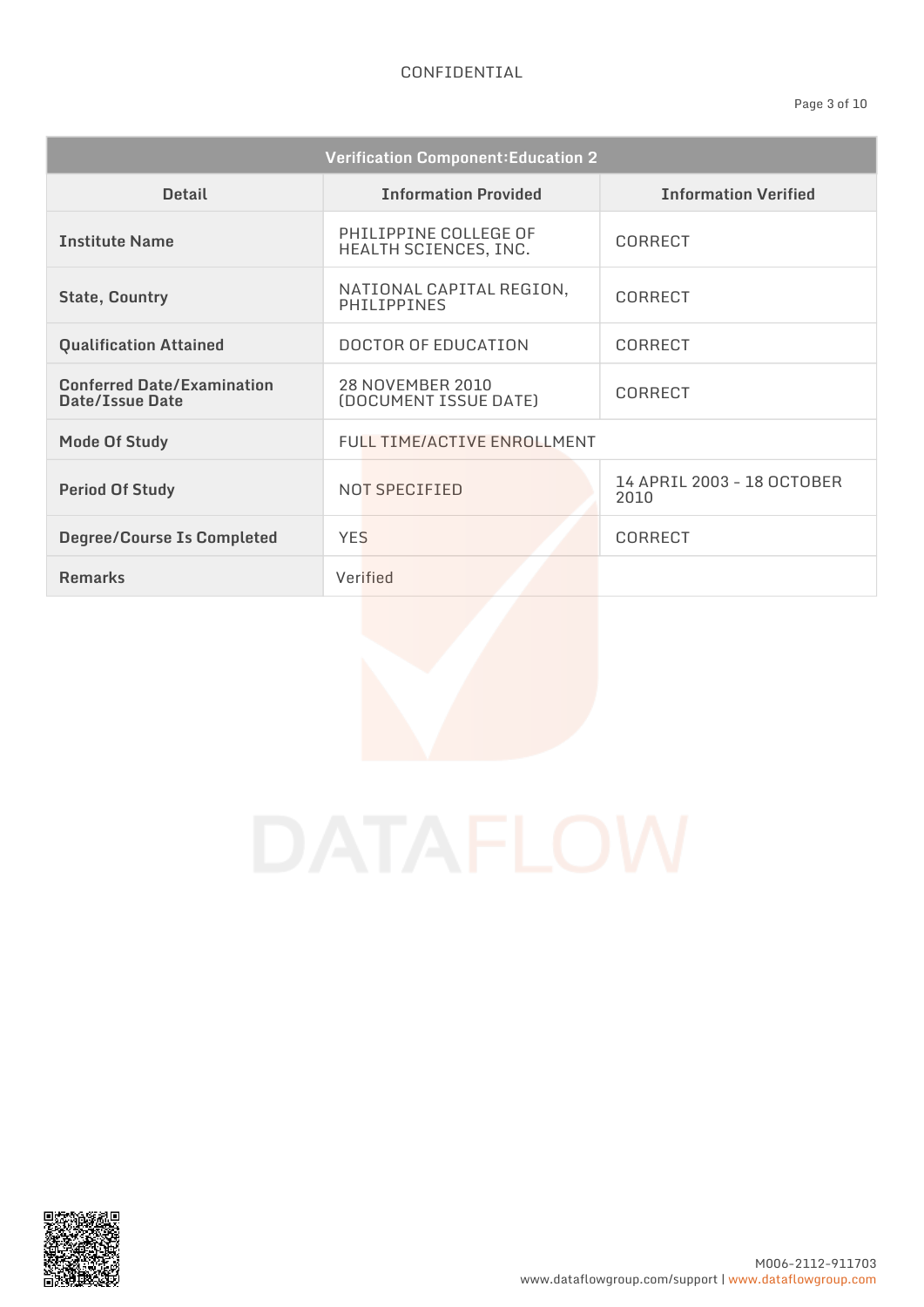CONFIDENTIAL

| Verification Component:Education 2 | | |
|---|---|---|
| **Detail** | **Information Provided** | **Information Verified** |
| **Institute Name** | PHILIPPINE COLLEGE OF HEALTH SCIENCES, INC. | CORRECT |
| **State, Country** | NATIONAL CAPITAL REGION, PHILIPPINES | CORRECT |
| **Qualification Attained** | DOCTOR OF EDUCATION | CORRECT |
| **Conferred Date/Examination Date/Issue Date** | 28 NOVEMBER 2010 (DOCUMENT ISSUE DATE) | CORRECT |
| **Mode Of Study** | FULL TIME/ACTIVE ENROLLMENT | |
| **Period Of Study** | NOT SPECIFIED | 14 APRIL 2003 - 18 OCTOBER 2010 |
| **Degree/Course Is Completed** | YES | CORRECT |
| **Remarks** | Verified | |

M006-2112-911703

www.dataflowgroup.com/support | www.dataflowgroup.com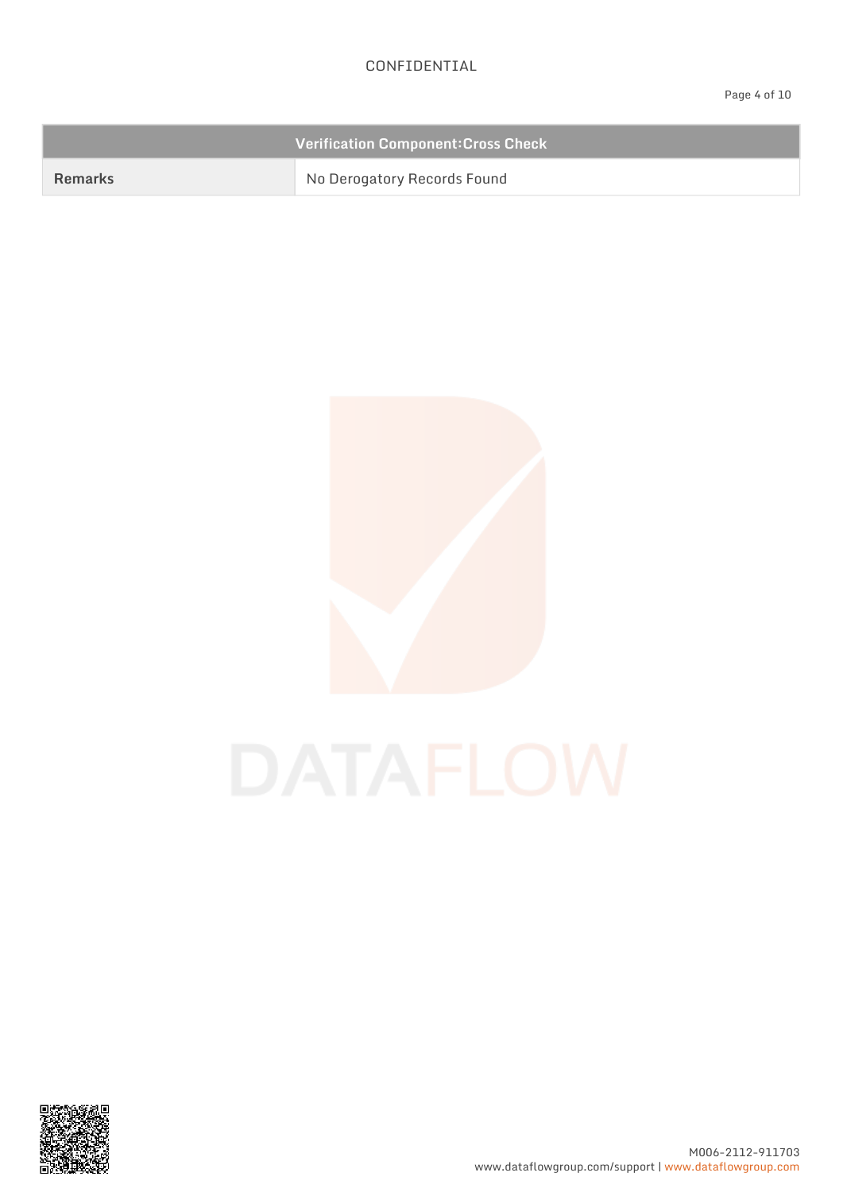| Verification Component:Cross Check | |
|---|---|
| **Remarks** | No Derogatory Records Found |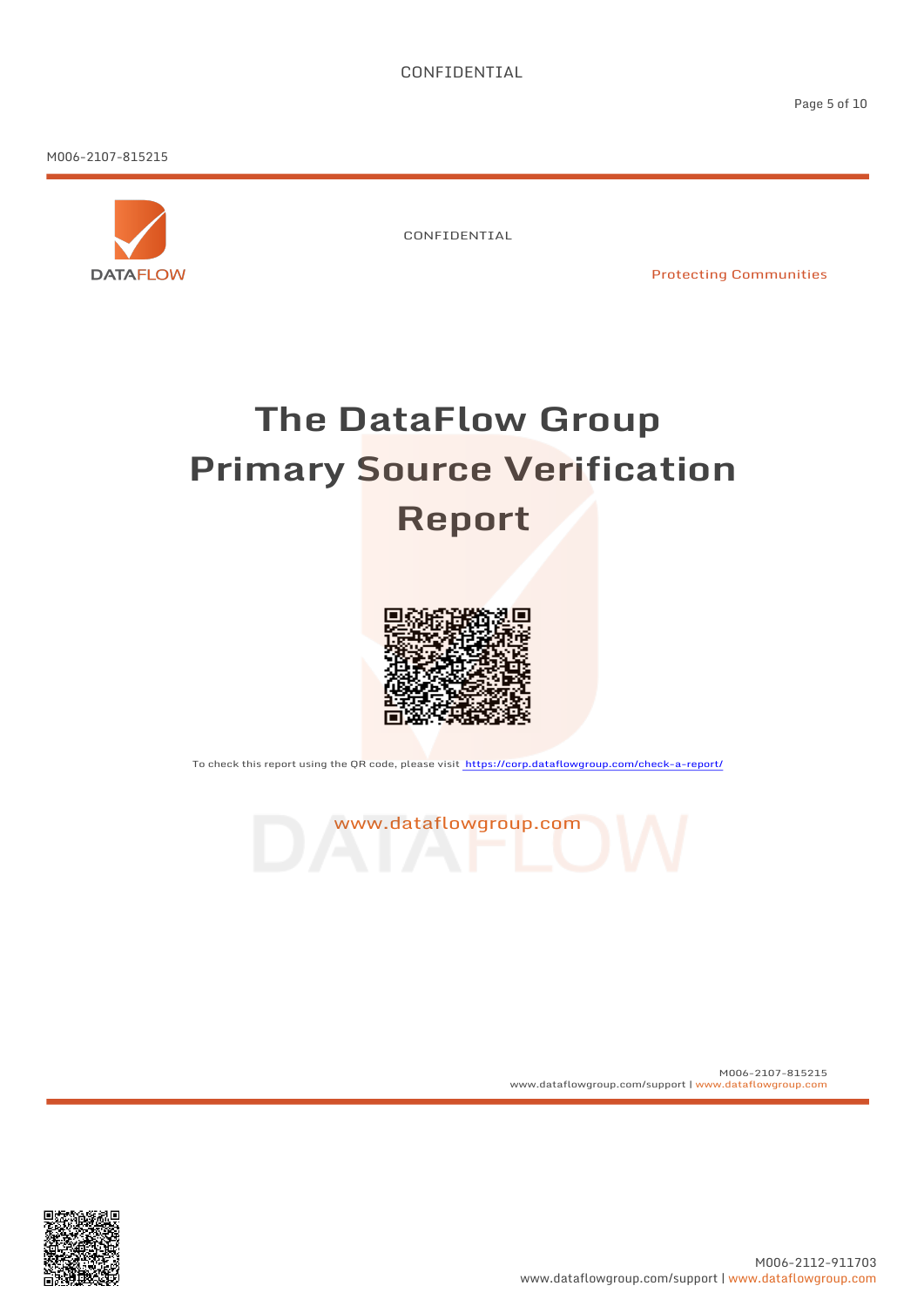CONFIDENTIAL

M006-2107-815215

DATAFLOW

CONFIDENTIAL

Protecting Communities

# The DataFlow Group Primary Source Verification Report

To check this report using the QR code, please visit https://corp.dataflowgroup.com/check-a-report/

www.dataflowgroup.com

M006-2107-815215
www.dataflowgroup.com/support | www.dataflowgroup.com

M006-2112-911703
www.dataflowgroup.com/support | www.dataflowgroup.com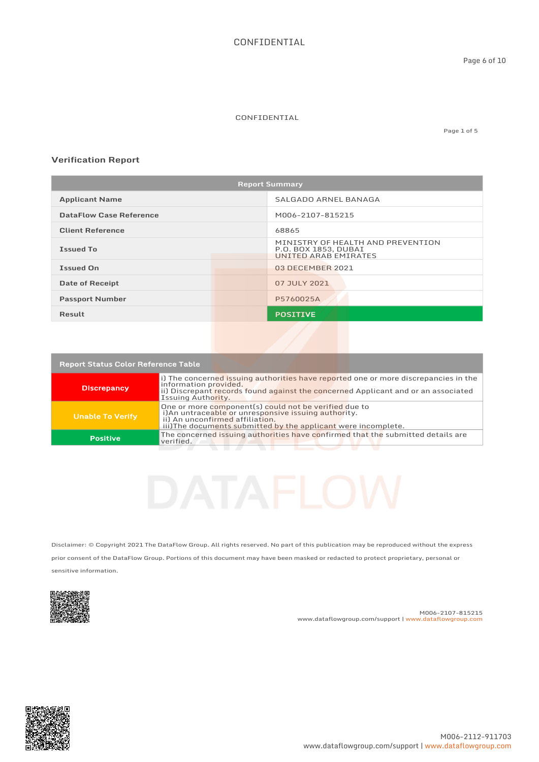CONFIDENTIAL

CONFIDENTIAL

## Verification Report

| Report Summary | |
|---|---|
| **Applicant Name** | SALGADO ARNEL BANAGA |
| **DataFlow Case Reference** | M006-2107-815215 |
| **Client Reference** | 68865 |
| **Issued To** | MINISTRY OF HEALTH AND PREVENTION P.O. BOX 1853, DUBAI UNITED ARAB EMIRATES |
| **Issued On** | 03 DECEMBER 2021 |
| **Date of Receipt** | 07 JULY 2021 |
| **Passport Number** | P5760025A |
| **Result** | POSITIVE |

| Report Status Color Reference Table | |
|---|---|
| **Discrepancy** | i) The concerned issuing authorities have reported one or more discrepancies in the information provided.<br>ii) Discrepant records found against the concerned Applicant and or an associated Issuing Authority. |
| **Unable To Verify** | One or more component(s) could not be verified due to<br>i)An untraceable or unresponsive issuing authority.<br>ii) An unconfirmed affiliation.<br>iii)The documents submitted by the applicant were incomplete. |
| **Positive** | The concerned issuing authorities have confirmed that the submitted details are verified. |

Disclaimer: © Copyright 2021 The DataFlow Group. All rights reserved. No part of this publication may be reproduced without the express prior consent of the DataFlow Group. Portions of this document may have been masked or redacted to protect proprietary, personal or sensitive information.

M006-2107-815215
www.dataflowgroup.com/support | www.dataflowgroup.com

M006-2112-911703
www.dataflowgroup.com/support | www.dataflowgroup.com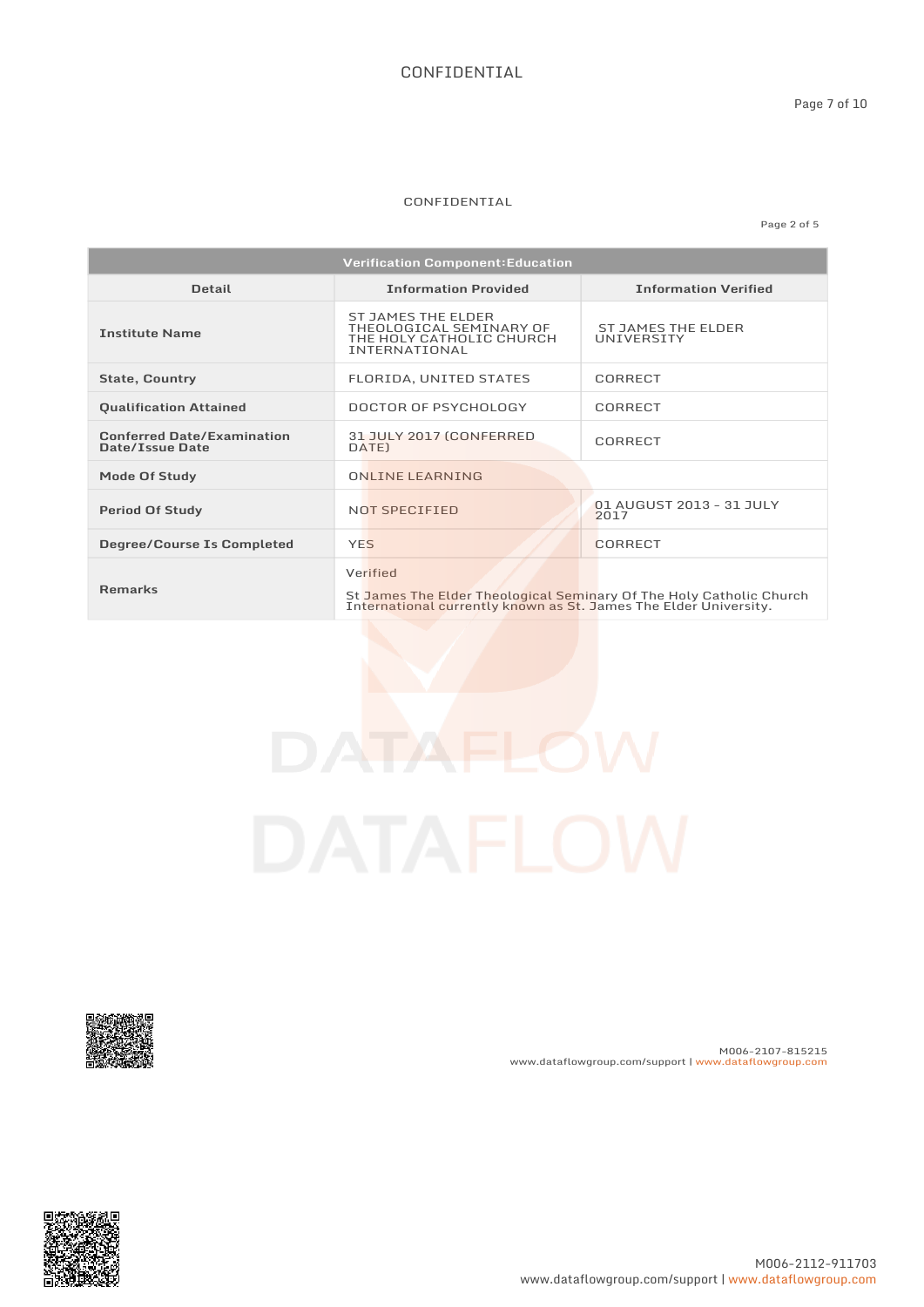CONFIDENTIAL

CONFIDENTIAL

| Verification Component:Education | | |
|---|---|---|
| **Detail** | **Information Provided** | **Information Verified** |
| **Institute Name** | ST JAMES THE ELDER THEOLOGICAL SEMINARY OF THE HOLY CATHOLIC CHURCH INTERNATIONAL | ST JAMES THE ELDER UNIVERSITY |
| **State, Country** | FLORIDA, UNITED STATES | CORRECT |
| **Qualification Attained** | DOCTOR OF PSYCHOLOGY | CORRECT |
| **Conferred Date/Examination Date/Issue Date** | 31 JULY 2017 (CONFERRED DATE) | CORRECT |
| **Mode Of Study** | ONLINE LEARNING | |
| **Period Of Study** | NOT SPECIFIED | 01 AUGUST 2013 - 31 JULY 2017 |
| **Degree/Course Is Completed** | YES | CORRECT |
| **Remarks** | Verified<br><br>St James The Elder Theological Seminary Of The Holy Catholic Church International currently known as St. James The Elder University. | |

M006-2107-815215
www.dataflowgroup.com/support | www.dataflowgroup.com

M006-2112-911703
www.dataflowgroup.com/support | www.dataflowgroup.com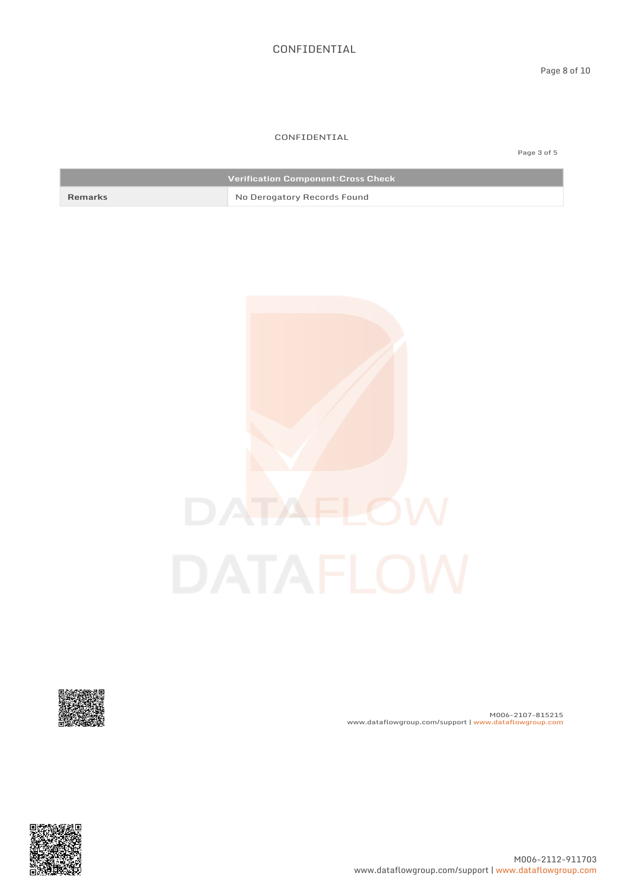| Verification Component:Cross Check | |
| --- | --- |
| Remarks | No Derogatory Records Found |